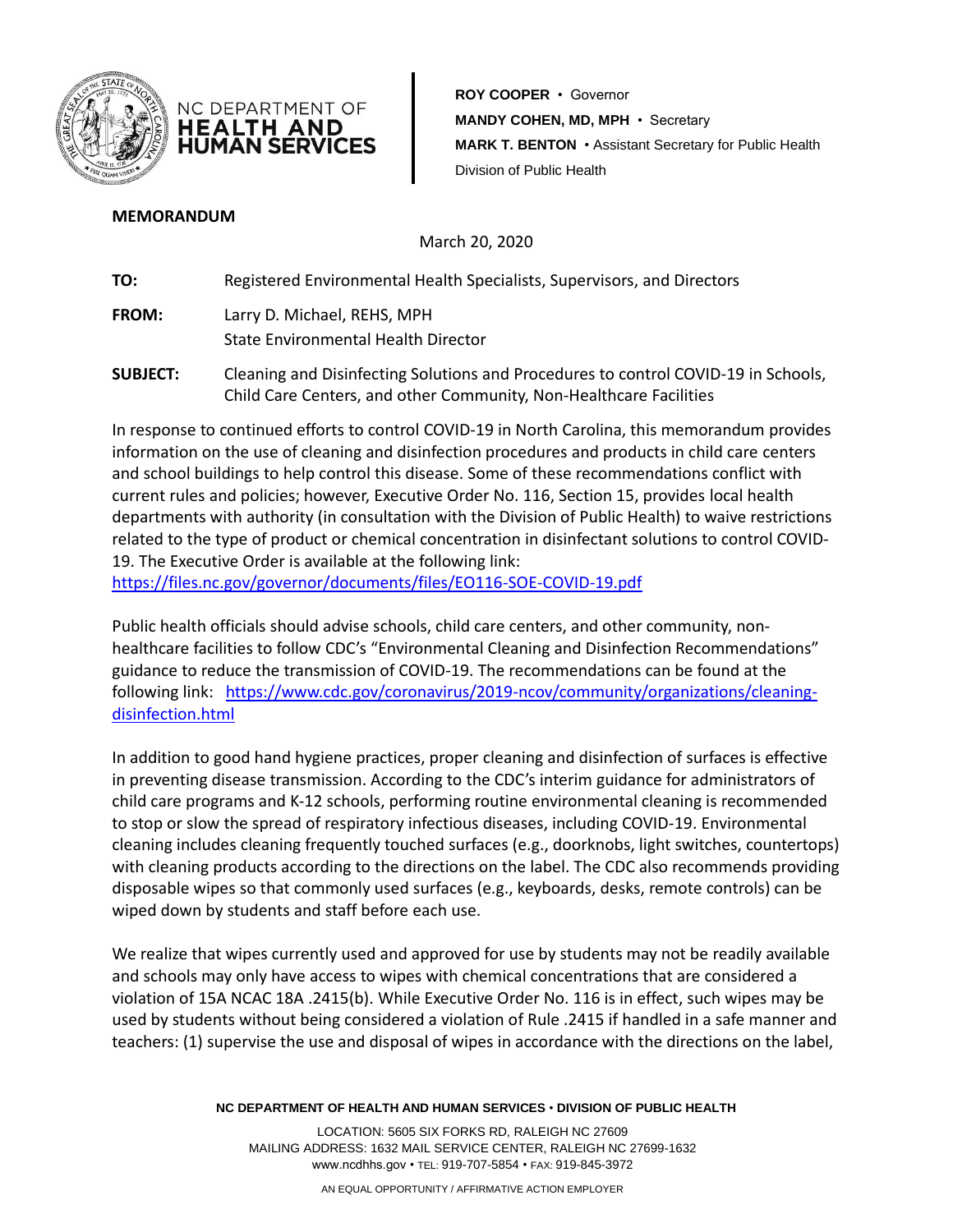NC DEPARTMENT OF **HEALTH AND HUMAN SERVICES**

**ROY COOPER** • Governor
**MANDY COHEN, MD, MPH** • Secretary
**MARK T. BENTON** • Assistant Secretary for Public Health
Division of Public Health

**MEMORANDUM**

March 20, 2020

**TO:** Registered Environmental Health Specialists, Supervisors, and Directors

**FROM:** Larry D. Michael, REHS, MPH
State Environmental Health Director

**SUBJECT:** Cleaning and Disinfecting Solutions and Procedures to control COVID-19 in Schools, Child Care Centers, and other Community, Non-Healthcare Facilities

In response to continued efforts to control COVID-19 in North Carolina, this memorandum provides information on the use of cleaning and disinfection procedures and products in child care centers and school buildings to help control this disease. Some of these recommendations conflict with current rules and policies; however, Executive Order No. 116, Section 15, provides local health departments with authority (in consultation with the Division of Public Health) to waive restrictions related to the type of product or chemical concentration in disinfectant solutions to control COVID-19. The Executive Order is available at the following link: https://files.nc.gov/governor/documents/files/EO116-SOE-COVID-19.pdf

Public health officials should advise schools, child care centers, and other community, non-healthcare facilities to follow CDC's "Environmental Cleaning and Disinfection Recommendations" guidance to reduce the transmission of COVID-19. The recommendations can be found at the following link: https://www.cdc.gov/coronavirus/2019-ncov/community/organizations/cleaning-disinfection.html

In addition to good hand hygiene practices, proper cleaning and disinfection of surfaces is effective in preventing disease transmission. According to the CDC's interim guidance for administrators of child care programs and K-12 schools, performing routine environmental cleaning is recommended to stop or slow the spread of respiratory infectious diseases, including COVID-19. Environmental cleaning includes cleaning frequently touched surfaces (e.g., doorknobs, light switches, countertops) with cleaning products according to the directions on the label. The CDC also recommends providing disposable wipes so that commonly used surfaces (e.g., keyboards, desks, remote controls) can be wiped down by students and staff before each use.

We realize that wipes currently used and approved for use by students may not be readily available and schools may only have access to wipes with chemical concentrations that are considered a violation of 15A NCAC 18A .2415(b). While Executive Order No. 116 is in effect, such wipes may be used by students without being considered a violation of Rule .2415 if handled in a safe manner and teachers: (1) supervise the use and disposal of wipes in accordance with the directions on the label,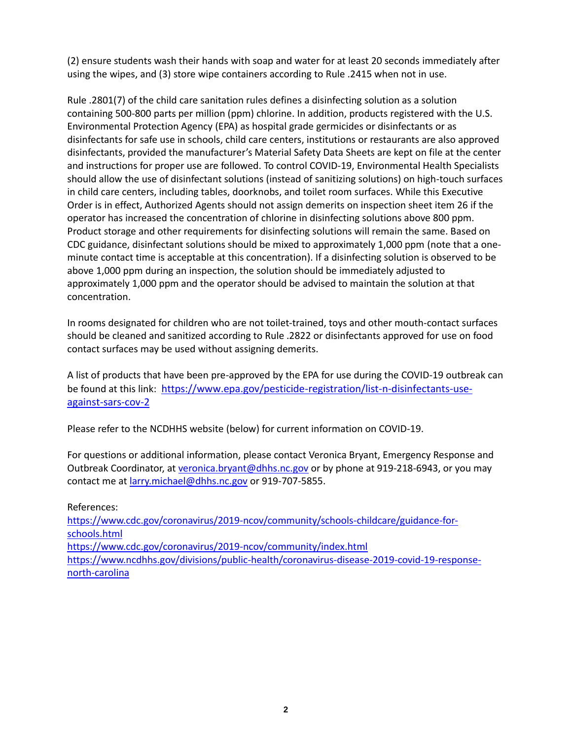(2) ensure students wash their hands with soap and water for at least 20 seconds immediately after using the wipes, and (3) store wipe containers according to Rule .2415 when not in use.

Rule .2801(7) of the child care sanitation rules defines a disinfecting solution as a solution containing 500-800 parts per million (ppm) chlorine. In addition, products registered with the U.S. Environmental Protection Agency (EPA) as hospital grade germicides or disinfectants or as disinfectants for safe use in schools, child care centers, institutions or restaurants are also approved disinfectants, provided the manufacturer's Material Safety Data Sheets are kept on file at the center and instructions for proper use are followed. To control COVID-19, Environmental Health Specialists should allow the use of disinfectant solutions (instead of sanitizing solutions) on high-touch surfaces in child care centers, including tables, doorknobs, and toilet room surfaces. While this Executive Order is in effect, Authorized Agents should not assign demerits on inspection sheet item 26 if the operator has increased the concentration of chlorine in disinfecting solutions above 800 ppm. Product storage and other requirements for disinfecting solutions will remain the same. Based on CDC guidance, disinfectant solutions should be mixed to approximately 1,000 ppm (note that a one-minute contact time is acceptable at this concentration). If a disinfecting solution is observed to be above 1,000 ppm during an inspection, the solution should be immediately adjusted to approximately 1,000 ppm and the operator should be advised to maintain the solution at that concentration.

In rooms designated for children who are not toilet-trained, toys and other mouth-contact surfaces should be cleaned and sanitized according to Rule .2822 or disinfectants approved for use on food contact surfaces may be used without assigning demerits.

A list of products that have been pre-approved by the EPA for use during the COVID-19 outbreak can be found at this link: [https://www.epa.gov/pesticide-registration/list-n-disinfectants-use-against-sars-cov-2](https://www.epa.gov/pesticide-registration/list-n-disinfectants-use-against-sars-cov-2)

Please refer to the NCDHHS website (below) for current information on COVID-19.

For questions or additional information, please contact Veronica Bryant, Emergency Response and Outbreak Coordinator, at [veronica.bryant@dhhs.nc.gov](mailto:veronica.bryant@dhhs.nc.gov) or by phone at 919-218-6943, or you may contact me at [larry.michael@dhhs.nc.gov](mailto:larry.michael@dhhs.nc.gov) or 919-707-5855.

References:
[https://www.cdc.gov/coronavirus/2019-ncov/community/schools-childcare/guidance-for-schools.html](https://www.cdc.gov/coronavirus/2019-ncov/community/schools-childcare/guidance-for-schools.html)
[https://www.cdc.gov/coronavirus/2019-ncov/community/index.html](https://www.cdc.gov/coronavirus/2019-ncov/community/index.html)
[https://www.ncdhhs.gov/divisions/public-health/coronavirus-disease-2019-covid-19-response-north-carolina](https://www.ncdhhs.gov/divisions/public-health/coronavirus-disease-2019-covid-19-response-north-carolina)